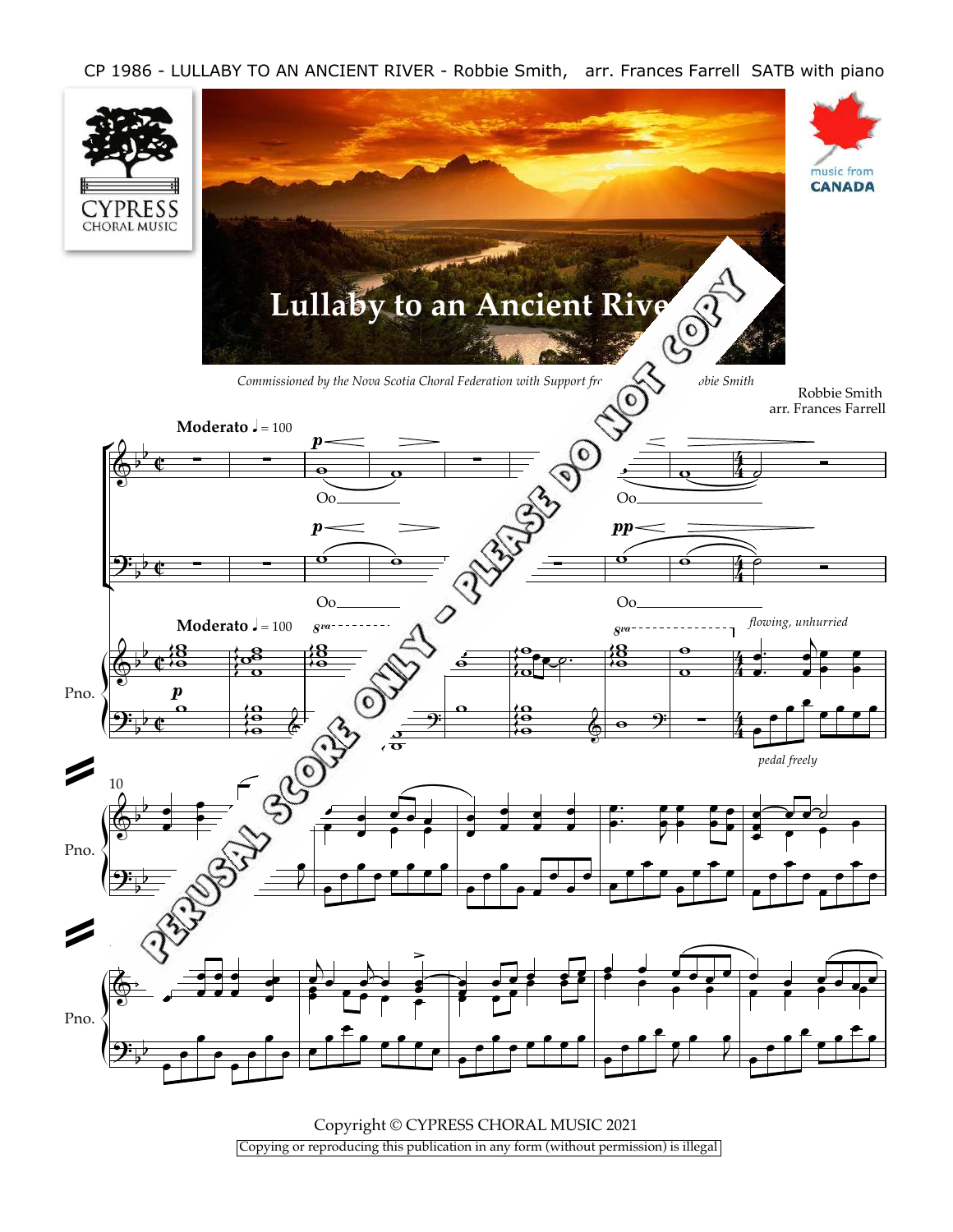CP 1986 - LULLABY TO AN ANCIENT RIVER - Robbie Smith, arr. Frances Farrell SATB with piano

# Lullaby to an Ancient River

*Commissioned by the Nova Scotia Choral Federation with Support fr... obie Smith*

Robbie Smith
arr. Frances Farrell

**Moderato** ♩ = 100

Oo Oo

Oo Oo

*flowing, unhurried*

*pedal freely*

Pno.

Copyright © CYPRESS CHORAL MUSIC 2021

Copying or reproducing this publication in any form (without permission) is illegal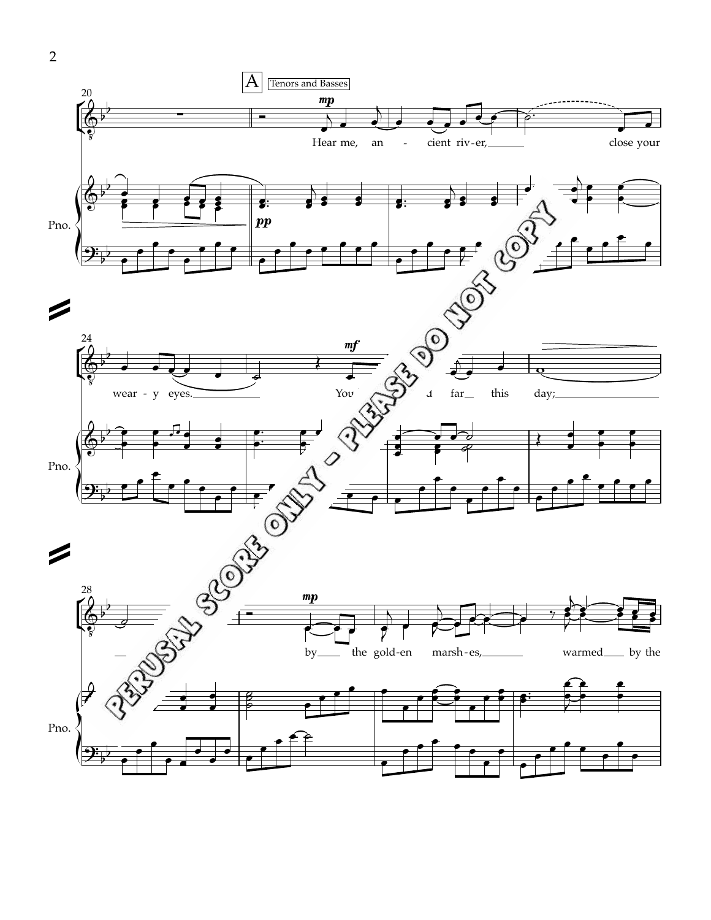A

Tenors and Basses

*mp*

Hear me, an - cient riv-er, close your

wear - y eyes. You ... d far this day;

by the gold-en marsh-es, warmed by the

PERUSAL SCORE ONLY - PLEASE DO NOT COPY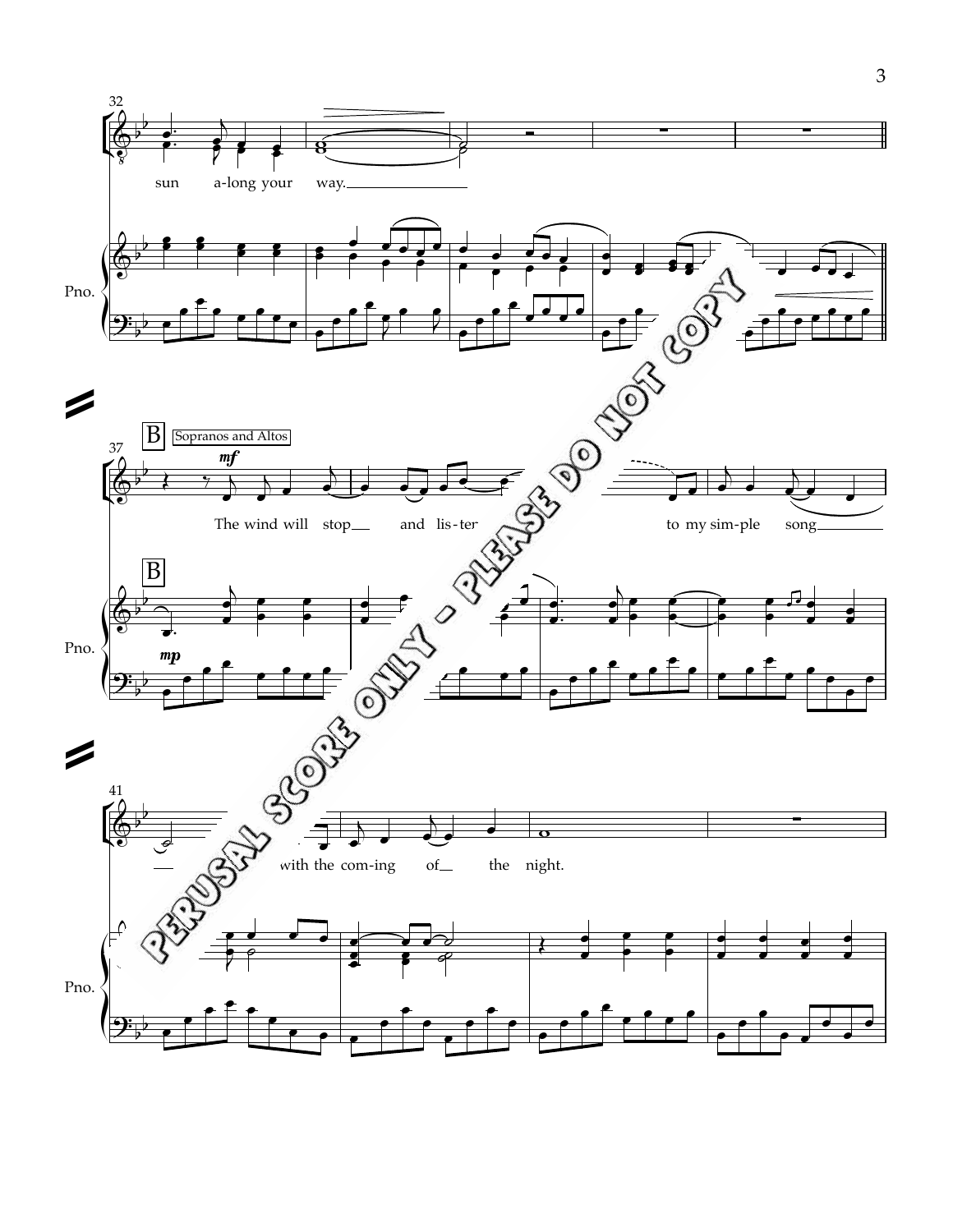32

sun a-long your way.

Pno.

B Sopranos and Altos

37

*mf*

The wind will stop and lis-ter to my sim-ple song

B

Pno.

*mp*

41

with the com-ing of the night.

Pno.

PERUSAL SCORE ONLY - PLEASE DO NOT COPY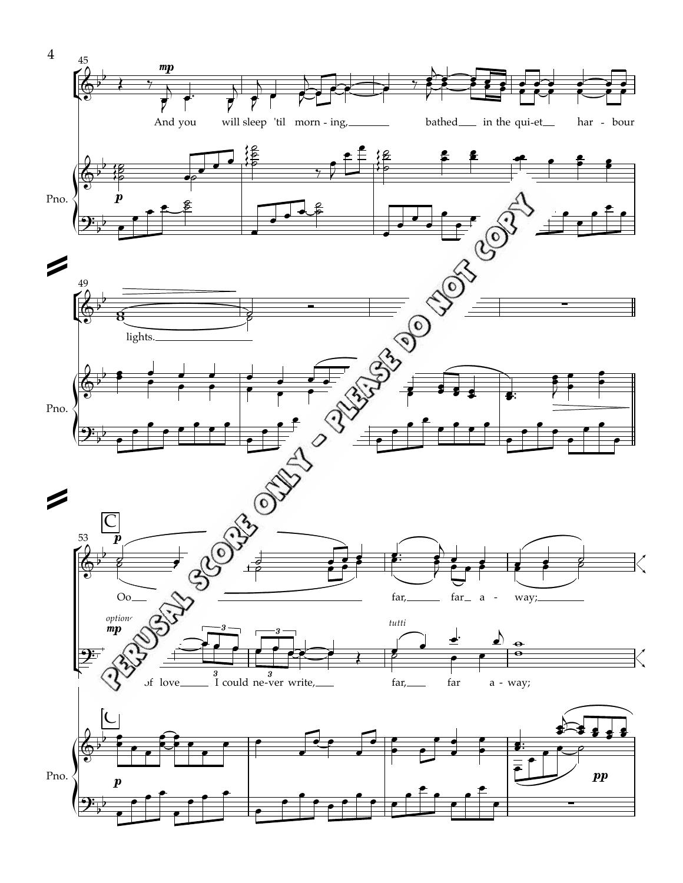45

*mp*

And you will sleep 'til morn - ing, bathed in the qui-et har - bour

Pno.

*p*

49

lights.

Pno.

C

53

*p*

Oo far, far a - way;

*optional* *mp*

of love I could ne-ver write, far, far a - way;

*tutti*

Pno.

*p*

*pp*

PERUSAL SCORE ONLY - PLEASE DO NOT COPY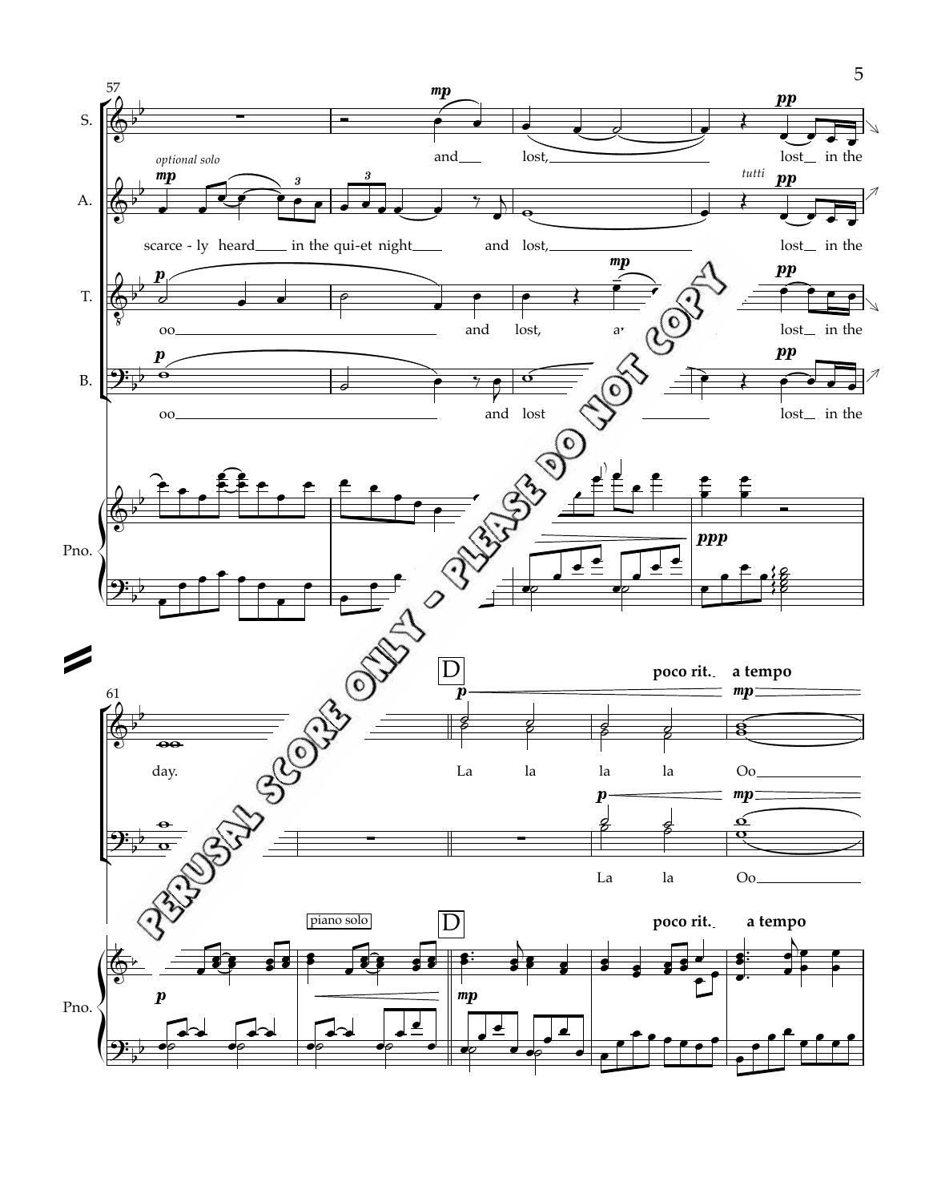57

S. *mp* and lost, *pp* lost in the

A. *optional solo* *mp* scarce - ly heard in the qui-et night and lost, *tutti* *pp* lost in the

T. *p* oo and lost, *mp* a *pp* lost in the

B. *p* oo and lost *pp* lost in the

Pno. *ppp*

61

day.

**D** *p* La la la la **poco rit.** **a tempo** *mp* Oo

*p* La la *mp* Oo

Pno. *p* piano solo **D** *mp* **poco rit.** **a tempo**

PERUSAL SCORE ONLY - PLEASE DO NOT COPY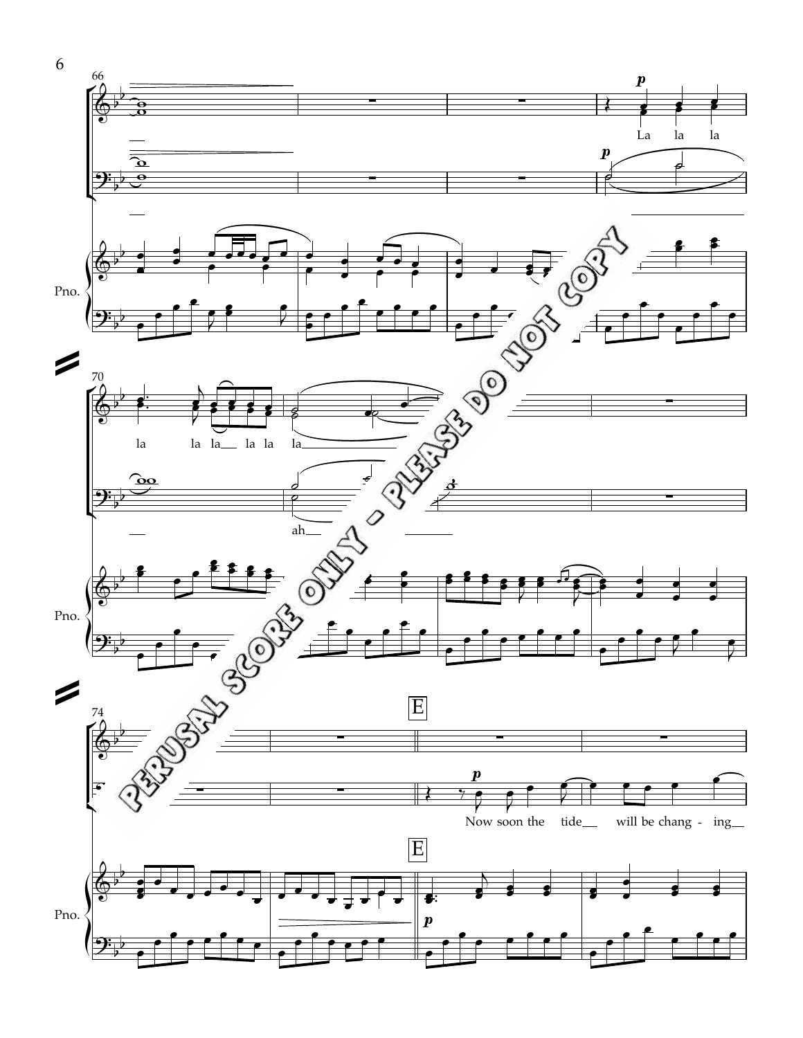p

La la la

p

Pno.

la la la la la la

ah

Pno.

E

p

Now soon the tide will be chang - ing

E

Pno.

p

PERUSAL SCORE ONLY - PLEASE DO NOT COPY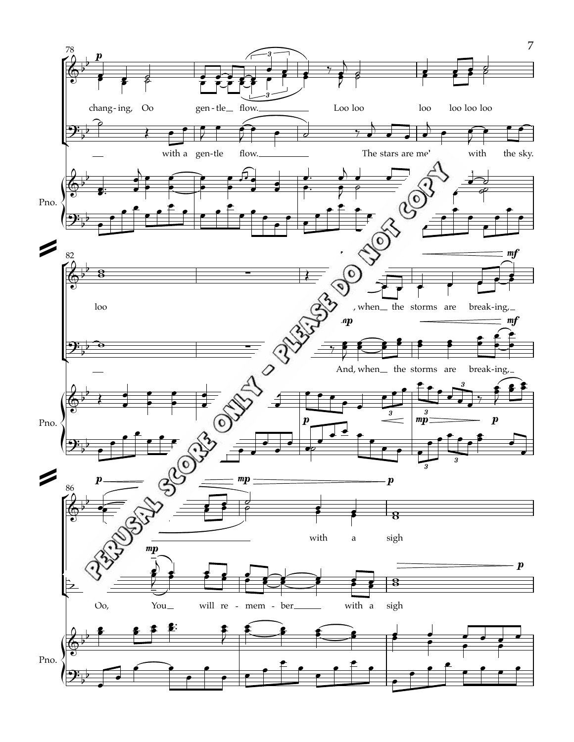78

changing, Oo gen-tle flow. Loo loo loo loo loo loo

with a gen-tle flow. The stars are me' with the sky.

Pno.

82

loo , when the storms are break-ing,

And, when the storms are break-ing,

Pno.

86

with a sigh

Oo, You will re-mem-ber with a sigh

Pno.

PERUSAL SCORE ONLY - PLEASE DO NOT COPY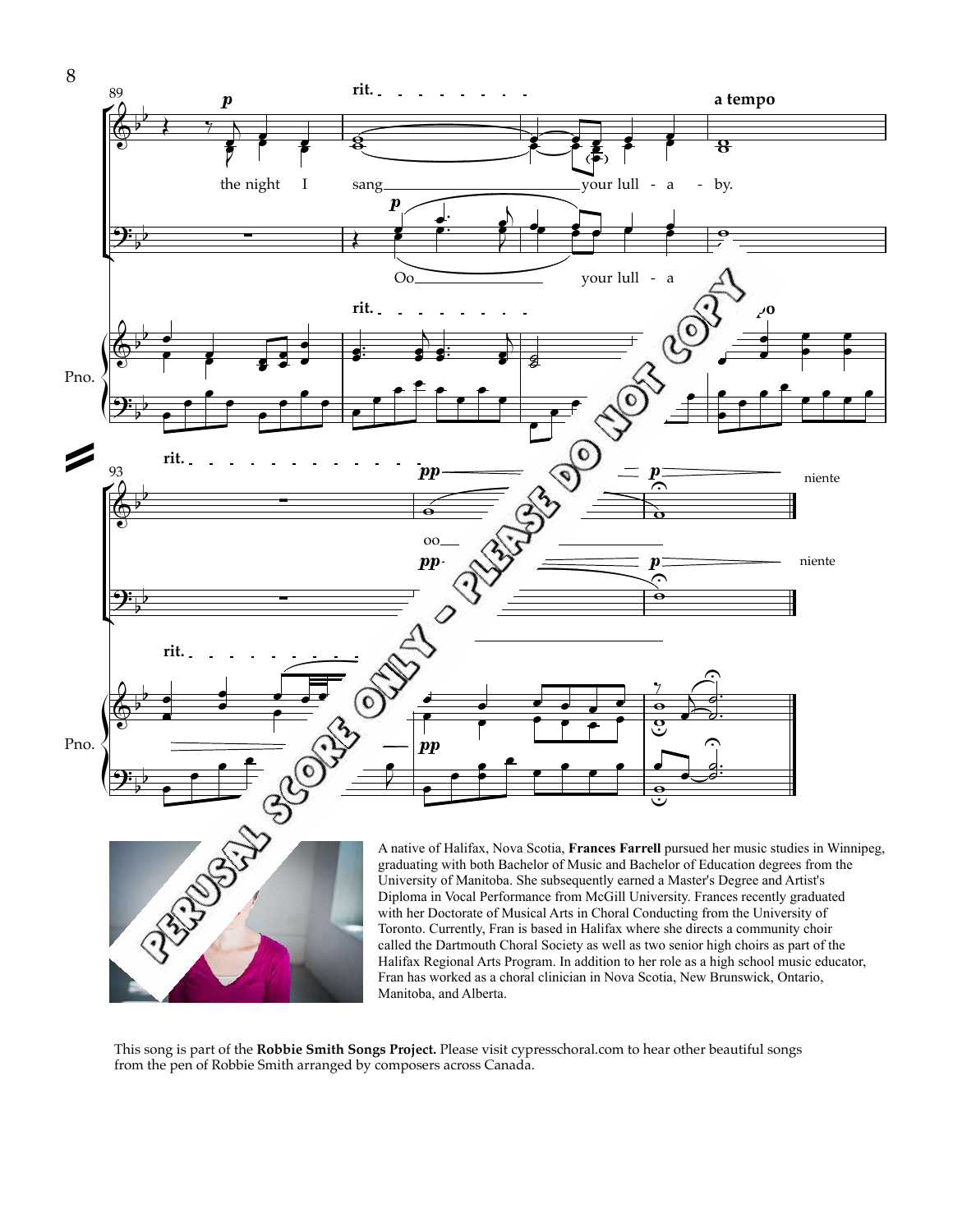A native of Halifax, Nova Scotia, **Frances Farrell** pursued her music studies in Winnipeg, graduating with both Bachelor of Music and Bachelor of Education degrees from the University of Manitoba. She subsequently earned a Master's Degree and Artist's Diploma in Vocal Performance from McGill University. Frances recently graduated with her Doctorate of Musical Arts in Choral Conducting from the University of Toronto. Currently, Fran is based in Halifax where she directs a community choir called the Dartmouth Choral Society as well as two senior high choirs as part of the Halifax Regional Arts Program. In addition to her role as a high school music educator, Fran has worked as a choral clinician in Nova Scotia, New Brunswick, Ontario, Manitoba, and Alberta.

This song is part of the **Robbie Smith Songs Project.** Please visit cypresschoral.com to hear other beautiful songs from the pen of Robbie Smith arranged by composers across Canada.